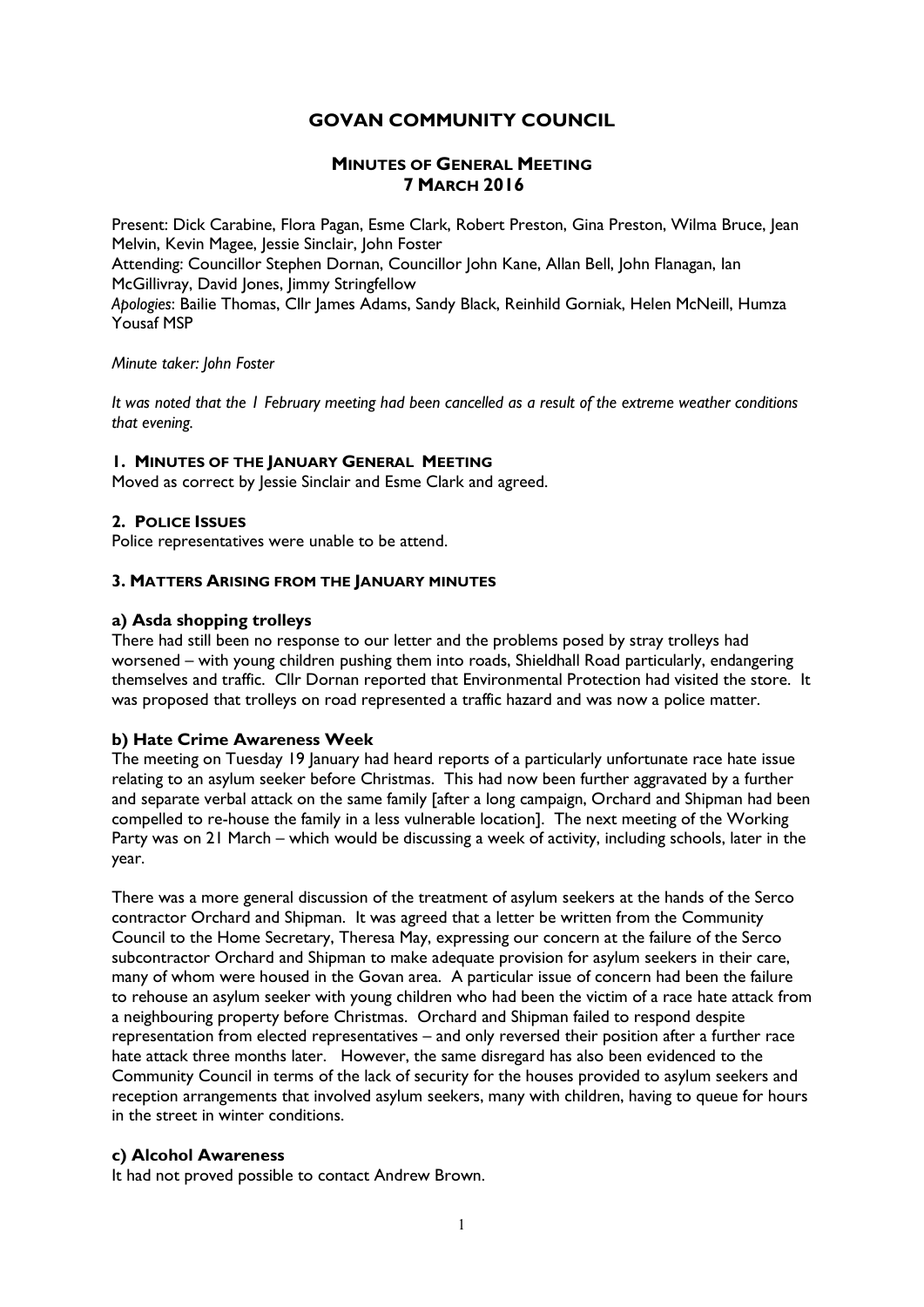# GOVAN COMMUNITY COUNCIL

## MINUTES OF GENERAL MEETING 7 MARCH 2016

Present: Dick Carabine, Flora Pagan, Esme Clark, Robert Preston, Gina Preston, Wilma Bruce, Jean Melvin, Kevin Magee, Jessie Sinclair, John Foster
Attending: Councillor Stephen Dornan, Councillor John Kane, Allan Bell, John Flanagan, Ian McGillivray, David Jones, Jimmy Stringfellow
*Apologies*: Bailie Thomas, Cllr James Adams, Sandy Black, Reinhild Gorniak, Helen McNeill, Humza Yousaf MSP

*Minute taker: John Foster*

*It was noted that the 1 February meeting had been cancelled as a result of the extreme weather conditions that evening.*

### 1. MINUTES OF THE JANUARY GENERAL MEETING

Moved as correct by Jessie Sinclair and Esme Clark and agreed.

### 2. POLICE ISSUES

Police representatives were unable to be attend.

### 3. MATTERS ARISING FROM THE JANUARY MINUTES

#### a) Asda shopping trolleys

There had still been no response to our letter and the problems posed by stray trolleys had worsened – with young children pushing them into roads, Shieldhall Road particularly, endangering themselves and traffic. Cllr Dornan reported that Environmental Protection had visited the store. It was proposed that trolleys on road represented a traffic hazard and was now a police matter.

#### b) Hate Crime Awareness Week

The meeting on Tuesday 19 January had heard reports of a particularly unfortunate race hate issue relating to an asylum seeker before Christmas. This had now been further aggravated by a further and separate verbal attack on the same family [after a long campaign, Orchard and Shipman had been compelled to re-house the family in a less vulnerable location]. The next meeting of the Working Party was on 21 March – which would be discussing a week of activity, including schools, later in the year.

There was a more general discussion of the treatment of asylum seekers at the hands of the Serco contractor Orchard and Shipman. It was agreed that a letter be written from the Community Council to the Home Secretary, Theresa May, expressing our concern at the failure of the Serco subcontractor Orchard and Shipman to make adequate provision for asylum seekers in their care, many of whom were housed in the Govan area. A particular issue of concern had been the failure to rehouse an asylum seeker with young children who had been the victim of a race hate attack from a neighbouring property before Christmas. Orchard and Shipman failed to respond despite representation from elected representatives – and only reversed their position after a further race hate attack three months later. However, the same disregard has also been evidenced to the Community Council in terms of the lack of security for the houses provided to asylum seekers and reception arrangements that involved asylum seekers, many with children, having to queue for hours in the street in winter conditions.

#### c) Alcohol Awareness

It had not proved possible to contact Andrew Brown.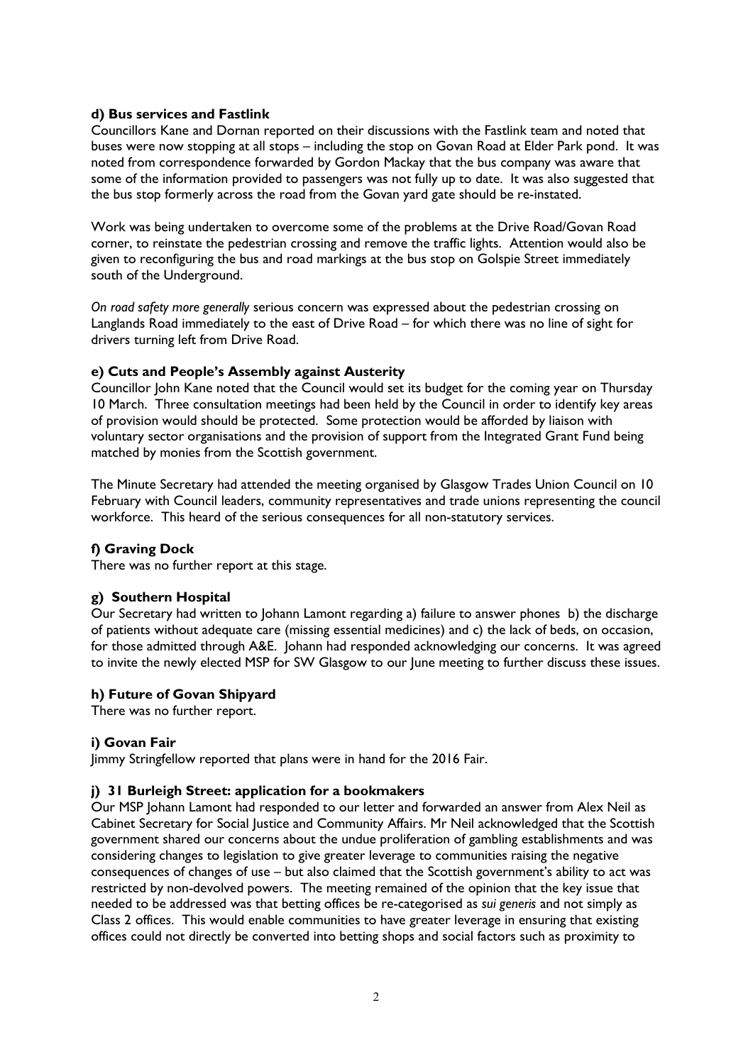**d) Bus services and Fastlink**

Councillors Kane and Dornan reported on their discussions with the Fastlink team and noted that buses were now stopping at all stops – including the stop on Govan Road at Elder Park pond. It was noted from correspondence forwarded by Gordon Mackay that the bus company was aware that some of the information provided to passengers was not fully up to date. It was also suggested that the bus stop formerly across the road from the Govan yard gate should be re-instated.

Work was being undertaken to overcome some of the problems at the Drive Road/Govan Road corner, to reinstate the pedestrian crossing and remove the traffic lights. Attention would also be given to reconfiguring the bus and road markings at the bus stop on Golspie Street immediately south of the Underground.

*On road safety more generally* serious concern was expressed about the pedestrian crossing on Langlands Road immediately to the east of Drive Road – for which there was no line of sight for drivers turning left from Drive Road.

**e) Cuts and People's Assembly against Austerity**

Councillor John Kane noted that the Council would set its budget for the coming year on Thursday 10 March. Three consultation meetings had been held by the Council in order to identify key areas of provision would should be protected. Some protection would be afforded by liaison with voluntary sector organisations and the provision of support from the Integrated Grant Fund being matched by monies from the Scottish government.

The Minute Secretary had attended the meeting organised by Glasgow Trades Union Council on 10 February with Council leaders, community representatives and trade unions representing the council workforce. This heard of the serious consequences for all non-statutory services.

**f) Graving Dock**

There was no further report at this stage.

**g) Southern Hospital**

Our Secretary had written to Johann Lamont regarding a) failure to answer phones b) the discharge of patients without adequate care (missing essential medicines) and c) the lack of beds, on occasion, for those admitted through A&E. Johann had responded acknowledging our concerns. It was agreed to invite the newly elected MSP for SW Glasgow to our June meeting to further discuss these issues.

**h) Future of Govan Shipyard**

There was no further report.

**i) Govan Fair**

Jimmy Stringfellow reported that plans were in hand for the 2016 Fair.

**j) 31 Burleigh Street: application for a bookmakers**

Our MSP Johann Lamont had responded to our letter and forwarded an answer from Alex Neil as Cabinet Secretary for Social Justice and Community Affairs. Mr Neil acknowledged that the Scottish government shared our concerns about the undue proliferation of gambling establishments and was considering changes to legislation to give greater leverage to communities raising the negative consequences of changes of use – but also claimed that the Scottish government's ability to act was restricted by non-devolved powers. The meeting remained of the opinion that the key issue that needed to be addressed was that betting offices be re-categorised as *sui generis* and not simply as Class 2 offices. This would enable communities to have greater leverage in ensuring that existing offices could not directly be converted into betting shops and social factors such as proximity to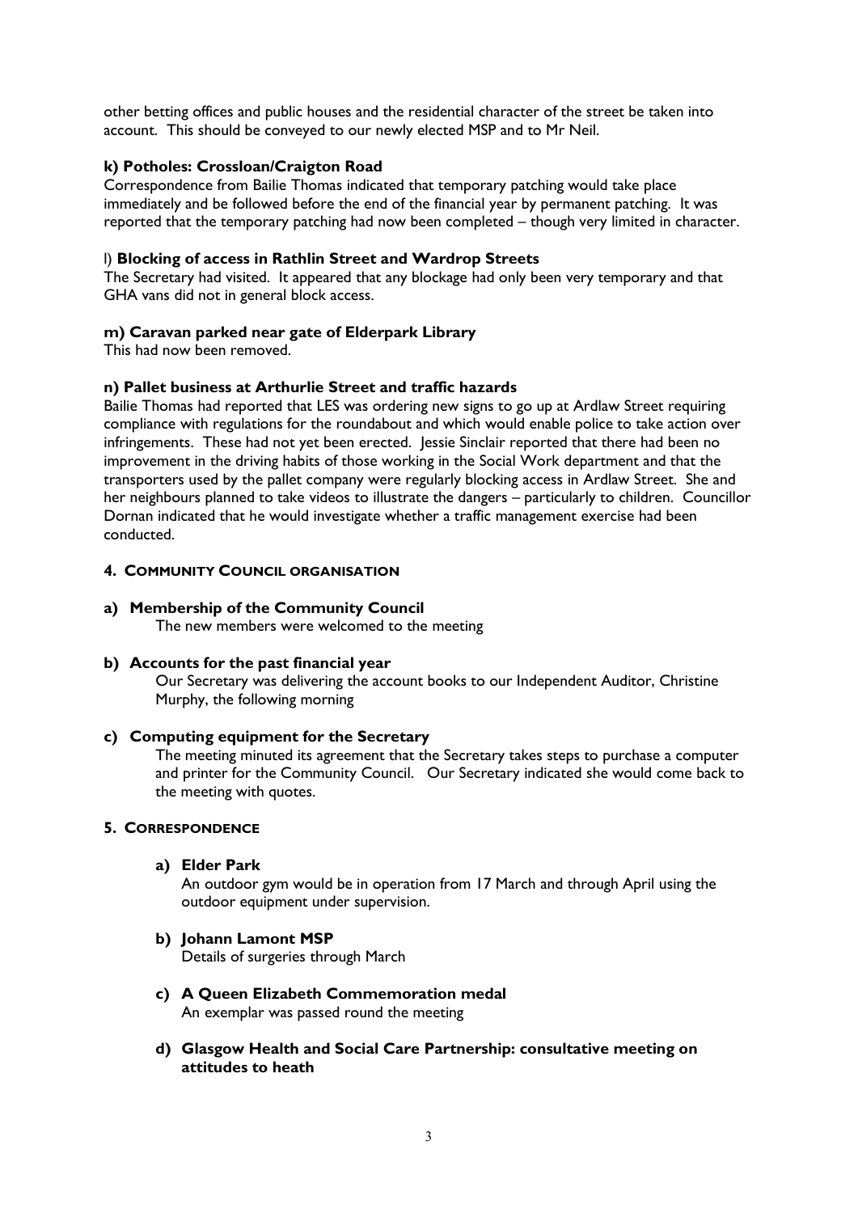other betting offices and public houses and the residential character of the street be taken into account. This should be conveyed to our newly elected MSP and to Mr Neil.

**k) Potholes: Crossloan/Craigton Road**

Correspondence from Bailie Thomas indicated that temporary patching would take place immediately and be followed before the end of the financial year by permanent patching. It was reported that the temporary patching had now been completed – though very limited in character.

l) **Blocking of access in Rathlin Street and Wardrop Streets**

The Secretary had visited. It appeared that any blockage had only been very temporary and that GHA vans did not in general block access.

**m) Caravan parked near gate of Elderpark Library**

This had now been removed.

**n) Pallet business at Arthurlie Street and traffic hazards**

Bailie Thomas had reported that LES was ordering new signs to go up at Ardlaw Street requiring compliance with regulations for the roundabout and which would enable police to take action over infringements. These had not yet been erected. Jessie Sinclair reported that there had been no improvement in the driving habits of those working in the Social Work department and that the transporters used by the pallet company were regularly blocking access in Ardlaw Street. She and her neighbours planned to take videos to illustrate the dangers – particularly to children. Councillor Dornan indicated that he would investigate whether a traffic management exercise had been conducted.

## 4. COMMUNITY COUNCIL ORGANISATION

**a) Membership of the Community Council**

The new members were welcomed to the meeting

**b) Accounts for the past financial year**

Our Secretary was delivering the account books to our Independent Auditor, Christine Murphy, the following morning

**c) Computing equipment for the Secretary**

The meeting minuted its agreement that the Secretary takes steps to purchase a computer and printer for the Community Council. Our Secretary indicated she would come back to the meeting with quotes.

## 5. CORRESPONDENCE

**a) Elder Park**

An outdoor gym would be in operation from 17 March and through April using the outdoor equipment under supervision.

**b) Johann Lamont MSP**

Details of surgeries through March

**c) A Queen Elizabeth Commemoration medal**

An exemplar was passed round the meeting

**d) Glasgow Health and Social Care Partnership: consultative meeting on attitudes to heath**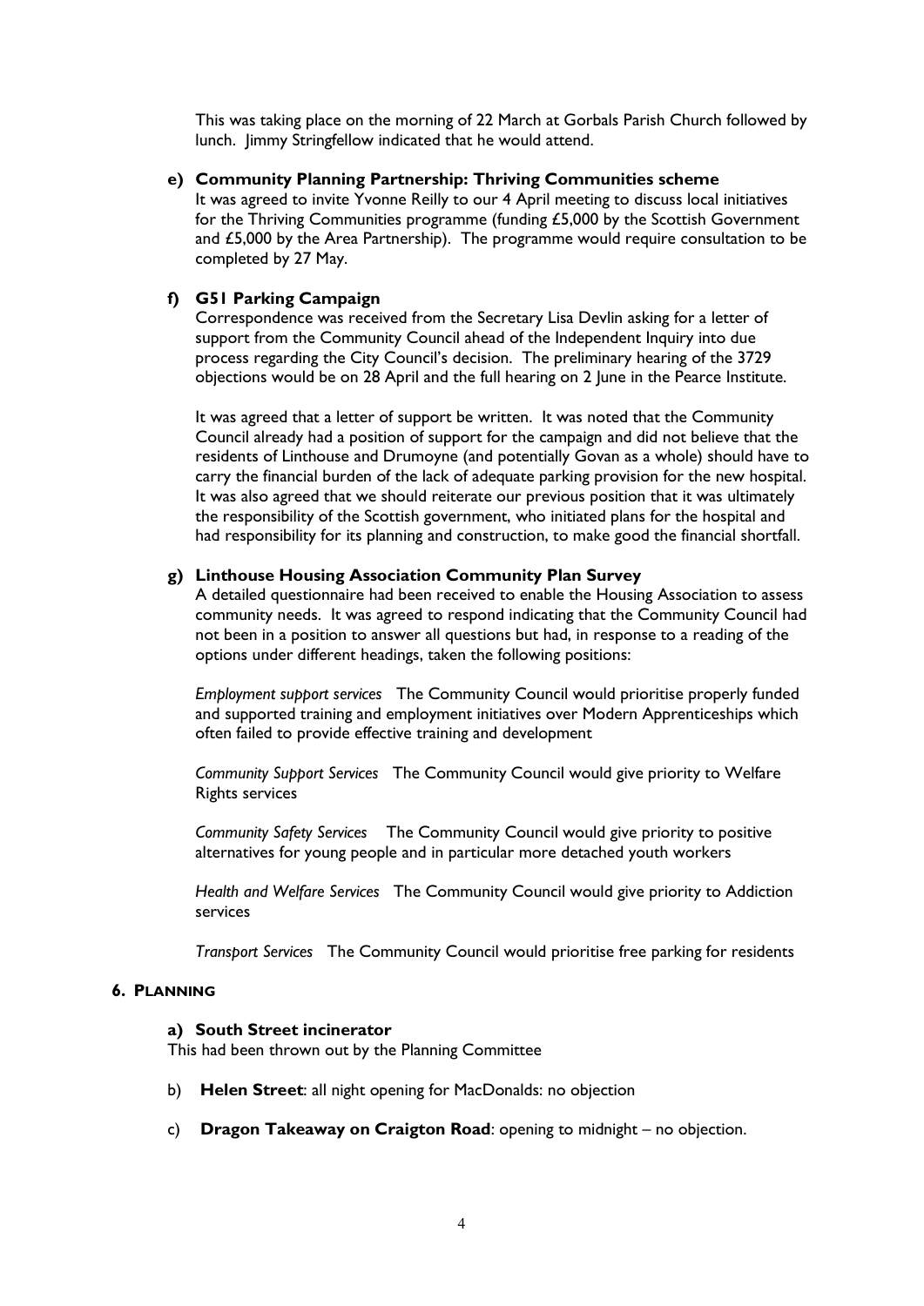This was taking place on the morning of 22 March at Gorbals Parish Church followed by lunch. Jimmy Stringfellow indicated that he would attend.

**e) Community Planning Partnership: Thriving Communities scheme**

It was agreed to invite Yvonne Reilly to our 4 April meeting to discuss local initiatives for the Thriving Communities programme (funding £5,000 by the Scottish Government and £5,000 by the Area Partnership). The programme would require consultation to be completed by 27 May.

**f) G51 Parking Campaign**

Correspondence was received from the Secretary Lisa Devlin asking for a letter of support from the Community Council ahead of the Independent Inquiry into due process regarding the City Council's decision. The preliminary hearing of the 3729 objections would be on 28 April and the full hearing on 2 June in the Pearce Institute.

It was agreed that a letter of support be written. It was noted that the Community Council already had a position of support for the campaign and did not believe that the residents of Linthouse and Drumoyne (and potentially Govan as a whole) should have to carry the financial burden of the lack of adequate parking provision for the new hospital. It was also agreed that we should reiterate our previous position that it was ultimately the responsibility of the Scottish government, who initiated plans for the hospital and had responsibility for its planning and construction, to make good the financial shortfall.

**g) Linthouse Housing Association Community Plan Survey**

A detailed questionnaire had been received to enable the Housing Association to assess community needs. It was agreed to respond indicating that the Community Council had not been in a position to answer all questions but had, in response to a reading of the options under different headings, taken the following positions:

*Employment support services* The Community Council would prioritise properly funded and supported training and employment initiatives over Modern Apprenticeships which often failed to provide effective training and development

*Community Support Services* The Community Council would give priority to Welfare Rights services

*Community Safety Services* The Community Council would give priority to positive alternatives for young people and in particular more detached youth workers

*Health and Welfare Services* The Community Council would give priority to Addiction services

*Transport Services* The Community Council would prioritise free parking for residents

## 6. PLANNING

**a) South Street incinerator**

This had been thrown out by the Planning Committee

b) **Helen Street**: all night opening for MacDonalds: no objection

c) **Dragon Takeaway on Craigton Road**: opening to midnight – no objection.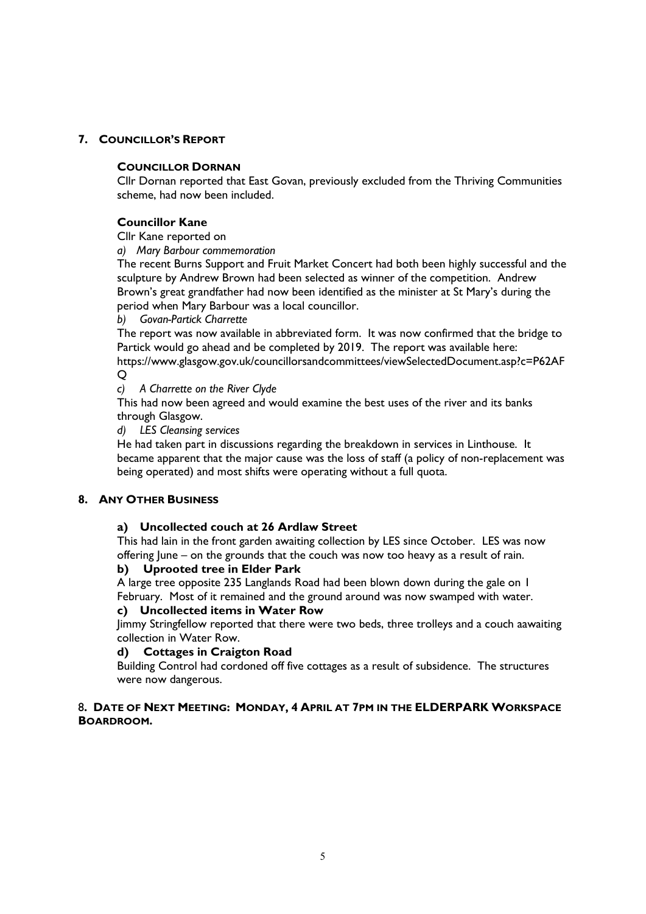## 7. COUNCILLOR'S REPORT

### COUNCILLOR DORNAN

Cllr Dornan reported that East Govan, previously excluded from the Thriving Communities scheme, had now been included.

### Councillor Kane

Cllr Kane reported on

*a) Mary Barbour commemoration*

The recent Burns Support and Fruit Market Concert had both been highly successful and the sculpture by Andrew Brown had been selected as winner of the competition. Andrew Brown's great grandfather had now been identified as the minister at St Mary's during the period when Mary Barbour was a local councillor.

*b) Govan-Partick Charrette*

The report was now available in abbreviated form. It was now confirmed that the bridge to Partick would go ahead and be completed by 2019. The report was available here: https://www.glasgow.gov.uk/councillorsandcommittees/viewSelectedDocument.asp?c=P62AFQ

*c) A Charrette on the River Clyde*

This had now been agreed and would examine the best uses of the river and its banks through Glasgow.

*d) LES Cleansing services*

He had taken part in discussions regarding the breakdown in services in Linthouse. It became apparent that the major cause was the loss of staff (a policy of non-replacement was being operated) and most shifts were operating without a full quota.

## 8. ANY OTHER BUSINESS

### a) Uncollected couch at 26 Ardlaw Street

This had lain in the front garden awaiting collection by LES since October. LES was now offering June – on the grounds that the couch was now too heavy as a result of rain.

### b) Uprooted tree in Elder Park

A large tree opposite 235 Langlands Road had been blown down during the gale on 1 February. Most of it remained and the ground around was now swamped with water.

### c) Uncollected items in Water Row

Jimmy Stringfellow reported that there were two beds, three trolleys and a couch aawaiting collection in Water Row.

### d) Cottages in Craigton Road

Building Control had cordoned off five cottages as a result of subsidence. The structures were now dangerous.

## 8. DATE OF NEXT MEETING: MONDAY, 4 APRIL AT 7PM IN THE ELDERPARK WORKSPACE BOARDROOM.